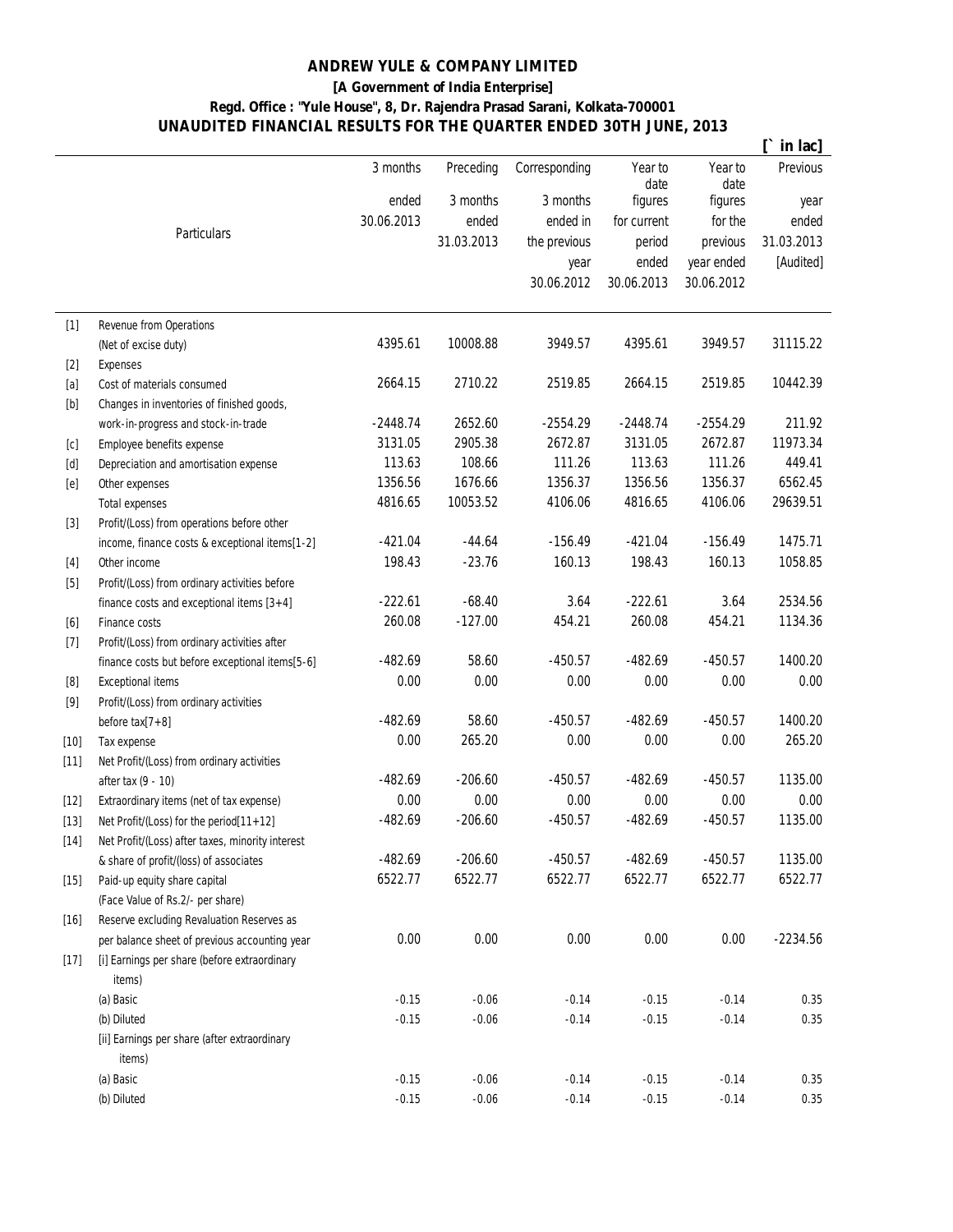# ANDREW YULE & COMPANY LIMITED

**[A Government of India Enterprise]**

**Regd. Office : "Yule House", 8, Dr. Rajendra Prasad Sarani, Kolkata-700001**

**UNAUDITED FINANCIAL RESULTS FOR THE QUARTER ENDED 30TH JUNE, 2013**

**[` in lac]**

| | Particulars | 3 months ended 30.06.2013 | Preceding 3 months ended 31.03.2013 | Corresponding 3 months ended in the previous year 30.06.2012 | Year to date figures for current period ended 30.06.2013 | Year to date figures for the previous year ended 30.06.2012 | Previous year ended 31.03.2013 [Audited] |
|---|---|---|---|---|---|---|---|
| [1] | Revenue from Operations (Net of excise duty) | 4395.61 | 10008.88 | 3949.57 | 4395.61 | 3949.57 | 31115.22 |
| [2] | Expenses | | | | | | |
| [a] | Cost of materials consumed | 2664.15 | 2710.22 | 2519.85 | 2664.15 | 2519.85 | 10442.39 |
| [b] | Changes in inventories of finished goods, work-in-progress and stock-in-trade | -2448.74 | 2652.60 | -2554.29 | -2448.74 | -2554.29 | 211.92 |
| [c] | Employee benefits expense | 3131.05 | 2905.38 | 2672.87 | 3131.05 | 2672.87 | 11973.34 |
| [d] | Depreciation and amortisation expense | 113.63 | 108.66 | 111.26 | 113.63 | 111.26 | 449.41 |
| [e] | Other expenses | 1356.56 | 1676.66 | 1356.37 | 1356.56 | 1356.37 | 6562.45 |
| | Total expenses | 4816.65 | 10053.52 | 4106.06 | 4816.65 | 4106.06 | 29639.51 |
| [3] | Profit/(Loss) from operations before other income, finance costs & exceptional items[1-2] | -421.04 | -44.64 | -156.49 | -421.04 | -156.49 | 1475.71 |
| [4] | Other income | 198.43 | -23.76 | 160.13 | 198.43 | 160.13 | 1058.85 |
| [5] | Profit/(Loss) from ordinary activities before finance costs and exceptional items [3+4] | -222.61 | -68.40 | 3.64 | -222.61 | 3.64 | 2534.56 |
| [6] | Finance costs | 260.08 | -127.00 | 454.21 | 260.08 | 454.21 | 1134.36 |
| [7] | Profit/(Loss) from ordinary activities after finance costs but before exceptional items[5-6] | -482.69 | 58.60 | -450.57 | -482.69 | -450.57 | 1400.20 |
| [8] | Exceptional items | 0.00 | 0.00 | 0.00 | 0.00 | 0.00 | 0.00 |
| [9] | Profit/(Loss) from ordinary activities before tax[7+8] | -482.69 | 58.60 | -450.57 | -482.69 | -450.57 | 1400.20 |
| [10] | Tax expense | 0.00 | 265.20 | 0.00 | 0.00 | 0.00 | 265.20 |
| [11] | Net Profit/(Loss) from ordinary activities after tax (9 - 10) | -482.69 | -206.60 | -450.57 | -482.69 | -450.57 | 1135.00 |
| [12] | Extraordinary items (net of tax expense) | 0.00 | 0.00 | 0.00 | 0.00 | 0.00 | 0.00 |
| [13] | Net Profit/(Loss) for the period[11+12] | -482.69 | -206.60 | -450.57 | -482.69 | -450.57 | 1135.00 |
| [14] | Net Profit/(Loss) after taxes, minority interest & share of profit/(loss) of associates | -482.69 | -206.60 | -450.57 | -482.69 | -450.57 | 1135.00 |
| [15] | Paid-up equity share capital (Face Value of Rs.2/- per share) | 6522.77 | 6522.77 | 6522.77 | 6522.77 | 6522.77 | 6522.77 |
| [16] | Reserve excluding Revaluation Reserves as per balance sheet of previous accounting year | 0.00 | 0.00 | 0.00 | 0.00 | 0.00 | -2234.56 |
| [17] | [i] Earnings per share (before extraordinary items) | | | | | | |
| | (a) Basic | -0.15 | -0.06 | -0.14 | -0.15 | -0.14 | 0.35 |
| | (b) Diluted | -0.15 | -0.06 | -0.14 | -0.15 | -0.14 | 0.35 |
| | [ii] Earnings per share (after extraordinary items) | | | | | | |
| | (a) Basic | -0.15 | -0.06 | -0.14 | -0.15 | -0.14 | 0.35 |
| | (b) Diluted | -0.15 | -0.06 | -0.14 | -0.15 | -0.14 | 0.35 |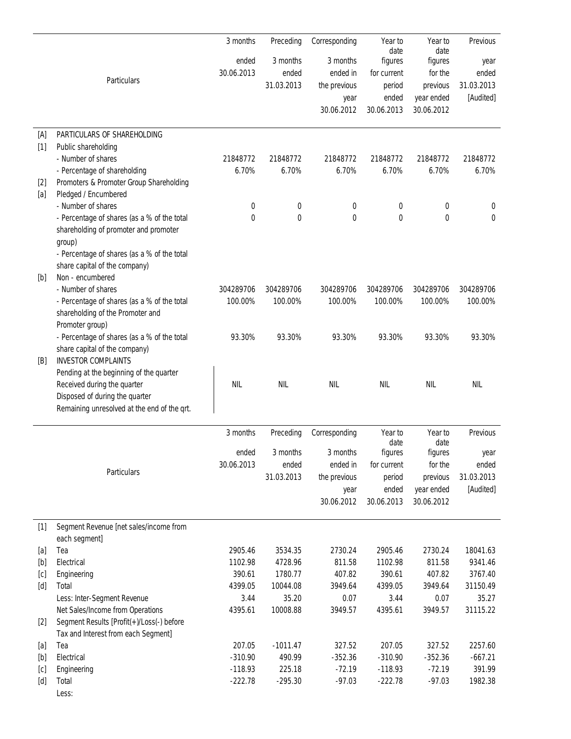| | Particulars | 3 months ended 30.06.2013 | Preceding 3 months ended 31.03.2013 | Corresponding 3 months ended in the previous year 30.06.2012 | Year to date figures for current period ended 30.06.2013 | Year to date figures for the previous year ended 30.06.2012 | Previous year ended 31.03.2013 [Audited] |
|---|---|---|---|---|---|---|---|
| [A] | PARTICULARS OF SHAREHOLDING | | | | | | |
| [1] | Public shareholding | | | | | | |
| | - Number of shares | 21848772 | 21848772 | 21848772 | 21848772 | 21848772 | 21848772 |
| | - Percentage of shareholding | 6.70% | 6.70% | 6.70% | 6.70% | 6.70% | 6.70% |
| [2] | Promoters & Promoter Group Shareholding | | | | | | |
| [a] | Pledged / Encumbered | | | | | | |
| | - Number of shares | 0 | 0 | 0 | 0 | 0 | 0 |
| | - Percentage of shares (as a % of the total shareholding of promoter and promoter group) | 0 | 0 | 0 | 0 | 0 | 0 |
| | - Percentage of shares (as a % of the total share capital of the company) | | | | | | |
| [b] | Non - encumbered | | | | | | |
| | - Number of shares | 304289706 | 304289706 | 304289706 | 304289706 | 304289706 | 304289706 |
| | - Percentage of shares (as a % of the total shareholding of the Promoter and Promoter group) | 100.00% | 100.00% | 100.00% | 100.00% | 100.00% | 100.00% |
| | - Percentage of shares (as a % of the total share capital of the company) | 93.30% | 93.30% | 93.30% | 93.30% | 93.30% | 93.30% |
| [B] | INVESTOR COMPLAINTS | | | | | | |
| | Pending at the beginning of the quarter<br>Received during the quarter<br>Disposed of during the quarter<br>Remaining unresolved at the end of the qrt. | NIL | NIL | NIL | NIL | NIL | NIL |

| | Particulars | 3 months ended 30.06.2013 | Preceding 3 months ended 31.03.2013 | Corresponding 3 months ended in the previous year 30.06.2012 | Year to date figures for current period ended 30.06.2013 | Year to date figures for the previous year ended 30.06.2012 | Previous year ended 31.03.2013 [Audited] |
|---|---|---|---|---|---|---|---|
| [1] | Segment Revenue [net sales/income from each segment] | | | | | | |
| [a] | Tea | 2905.46 | 3534.35 | 2730.24 | 2905.46 | 2730.24 | 18041.63 |
| [b] | Electrical | 1102.98 | 4728.96 | 811.58 | 1102.98 | 811.58 | 9341.46 |
| [c] | Engineering | 390.61 | 1780.77 | 407.82 | 390.61 | 407.82 | 3767.40 |
| [d] | Total | 4399.05 | 10044.08 | 3949.64 | 4399.05 | 3949.64 | 31150.49 |
| | Less: Inter-Segment Revenue | 3.44 | 35.20 | 0.07 | 3.44 | 0.07 | 35.27 |
| | Net Sales/Income from Operations | 4395.61 | 10008.88 | 3949.57 | 4395.61 | 3949.57 | 31115.22 |
| [2] | Segment Results [Profit(+)/Loss(-) before Tax and Interest from each Segment] | | | | | | |
| [a] | Tea | 207.05 | -1011.47 | 327.52 | 207.05 | 327.52 | 2257.60 |
| [b] | Electrical | -310.90 | 490.99 | -352.36 | -310.90 | -352.36 | -667.21 |
| [c] | Engineering | -118.93 | 225.18 | -72.19 | -118.93 | -72.19 | 391.99 |
| [d] | Total | -222.78 | -295.30 | -97.03 | -222.78 | -97.03 | 1982.38 |
| | Less: | | | | | | |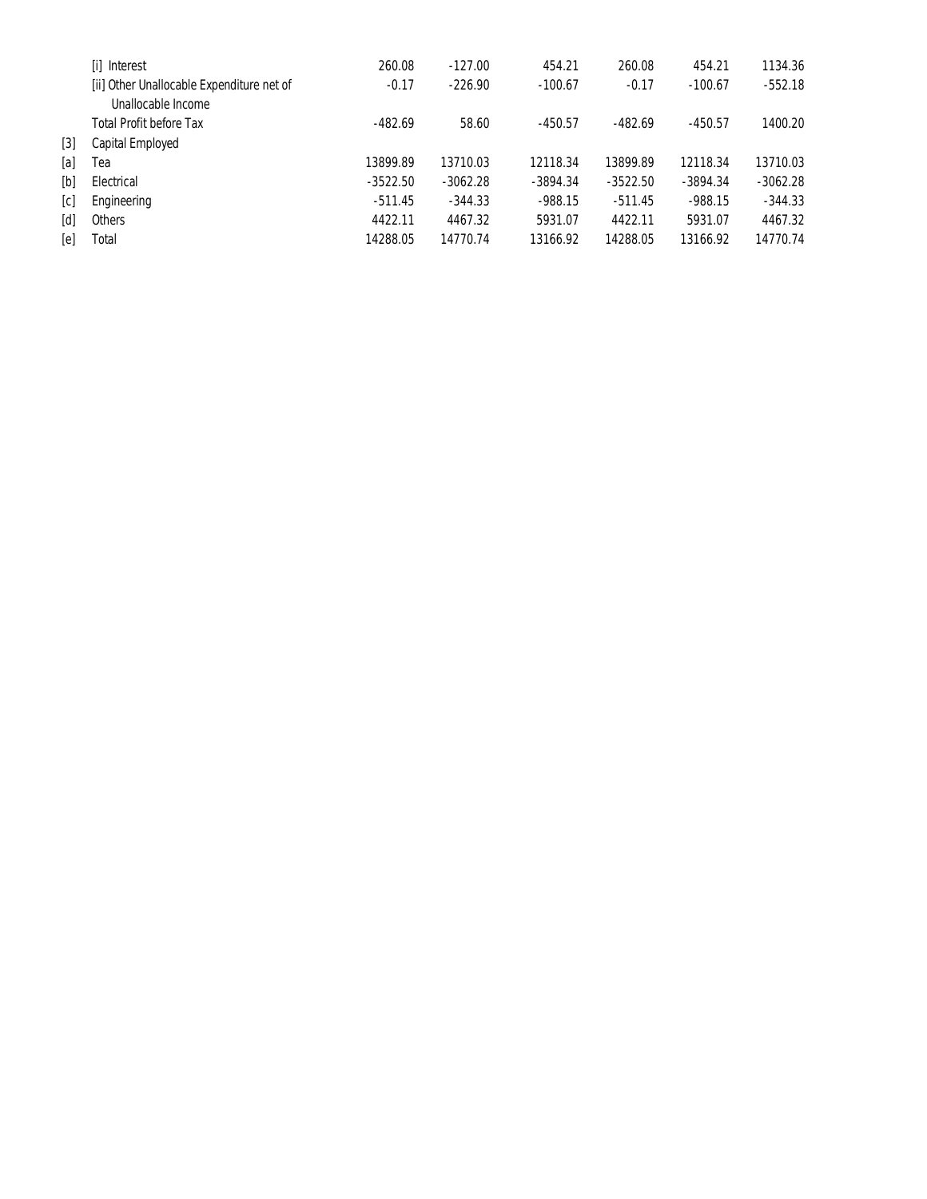| | | | | | | | |
|---|---|---|---|---|---|---|---|
| | [i] Interest | 260.08 | -127.00 | 454.21 | 260.08 | 454.21 | 1134.36 |
| | [ii] Other Unallocable Expenditure net of Unallocable Income | -0.17 | -226.90 | -100.67 | -0.17 | -100.67 | -552.18 |
| | Total Profit before Tax | -482.69 | 58.60 | -450.57 | -482.69 | -450.57 | 1400.20 |
| [3] | Capital Employed | | | | | | |
| [a] | Tea | 13899.89 | 13710.03 | 12118.34 | 13899.89 | 12118.34 | 13710.03 |
| [b] | Electrical | -3522.50 | -3062.28 | -3894.34 | -3522.50 | -3894.34 | -3062.28 |
| [c] | Engineering | -511.45 | -344.33 | -988.15 | -511.45 | -988.15 | -344.33 |
| [d] | Others | 4422.11 | 4467.32 | 5931.07 | 4422.11 | 5931.07 | 4467.32 |
| [e] | Total | 14288.05 | 14770.74 | 13166.92 | 14288.05 | 13166.92 | 14770.74 |